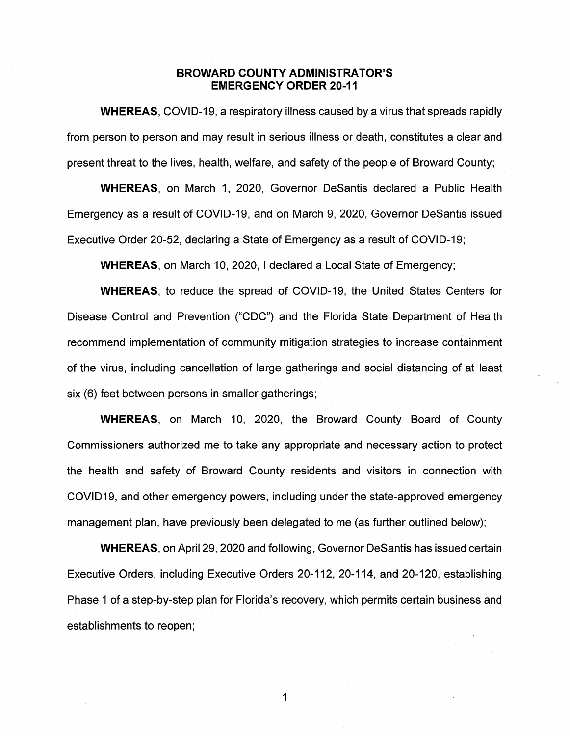# BROWARD COUNTY ADMINISTRATOR'S EMERGENCY ORDER 20-11

**WHEREAS**, COVID-19, a respiratory illness caused by a virus that spreads rapidly from person to person and may result in serious illness or death, constitutes a clear and present threat to the lives, health, welfare, and safety of the people of Broward County;

**WHEREAS**, on March 1, 2020, Governor DeSantis declared a Public Health Emergency as a result of COVID-19, and on March 9, 2020, Governor DeSantis issued Executive Order 20-52, declaring a State of Emergency as a result of COVID-19;

**WHEREAS**, on March 10, 2020, I declared a Local State of Emergency;

**WHEREAS**, to reduce the spread of COVID-19, the United States Centers for Disease Control and Prevention ("CDC") and the Florida State Department of Health recommend implementation of community mitigation strategies to increase containment of the virus, including cancellation of large gatherings and social distancing of at least six (6) feet between persons in smaller gatherings;

**WHEREAS**, on March 10, 2020, the Broward County Board of County Commissioners authorized me to take any appropriate and necessary action to protect the health and safety of Broward County residents and visitors in connection with COVID19, and other emergency powers, including under the state-approved emergency management plan, have previously been delegated to me (as further outlined below);

**WHEREAS**, on April 29, 2020 and following, Governor DeSantis has issued certain Executive Orders, including Executive Orders 20-112, 20-114, and 20-120, establishing Phase 1 of a step-by-step plan for Florida's recovery, which permits certain business and establishments to reopen;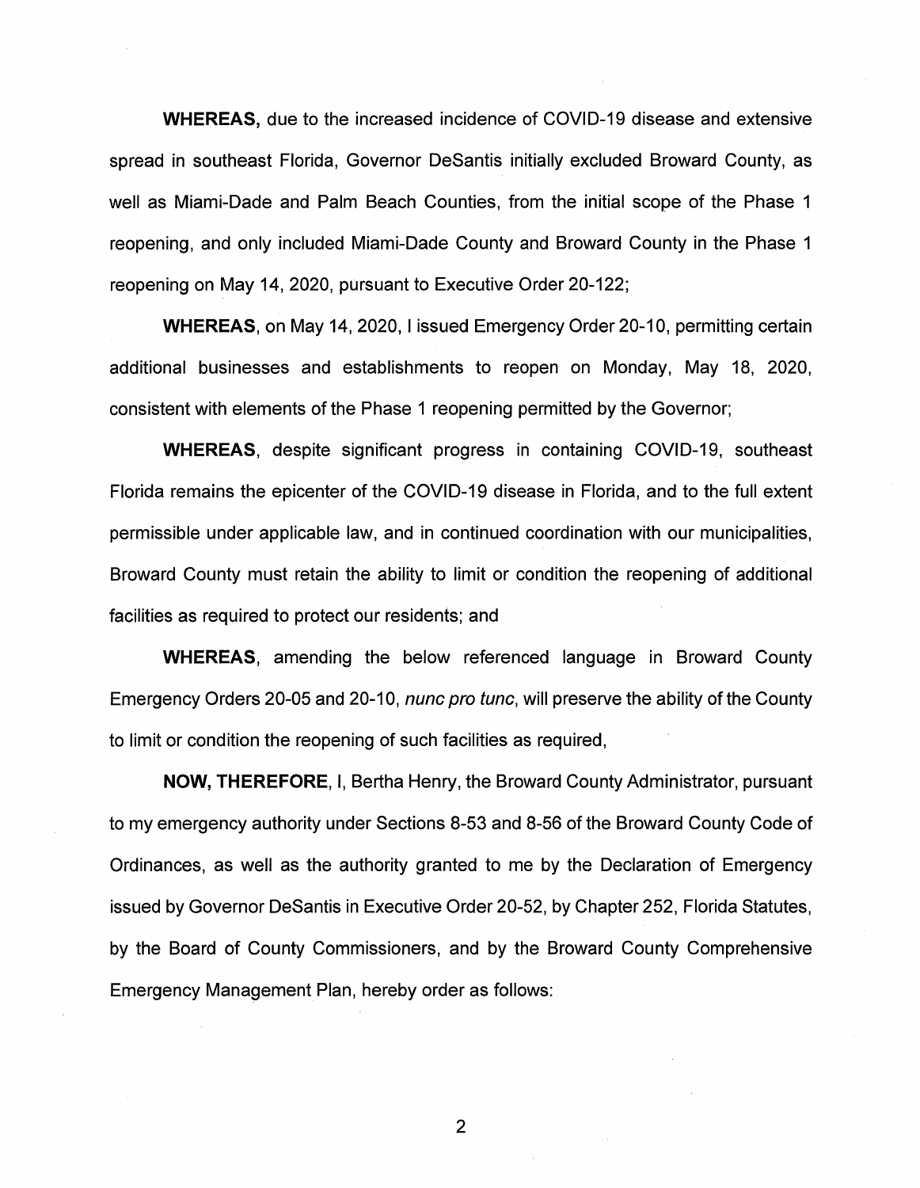**WHEREAS,** due to the increased incidence of COVID-19 disease and extensive spread in southeast Florida, Governor DeSantis initially excluded Broward County, as well as Miami-Dade and Palm Beach Counties, from the initial scope of the Phase 1 reopening, and only included Miami-Dade County and Broward County in the Phase 1 reopening on May 14, 2020, pursuant to Executive Order 20-122;

**WHEREAS**, on May 14, 2020, I issued Emergency Order 20-10, permitting certain additional businesses and establishments to reopen on Monday, May 18, 2020, consistent with elements of the Phase 1 reopening permitted by the Governor;

**WHEREAS**, despite significant progress in containing COVID-19, southeast Florida remains the epicenter of the COVID-19 disease in Florida, and to the full extent permissible under applicable law, and in continued coordination with our municipalities, Broward County must retain the ability to limit or condition the reopening of additional facilities as required to protect our residents; and

**WHEREAS**, amending the below referenced language in Broward County Emergency Orders 20-05 and 20-10, *nunc pro tunc*, will preserve the ability of the County to limit or condition the reopening of such facilities as required,

**NOW, THEREFORE**, I, Bertha Henry, the Broward County Administrator, pursuant to my emergency authority under Sections 8-53 and 8-56 of the Broward County Code of Ordinances, as well as the authority granted to me by the Declaration of Emergency issued by Governor DeSantis in Executive Order 20-52, by Chapter 252, Florida Statutes, by the Board of County Commissioners, and by the Broward County Comprehensive Emergency Management Plan, hereby order as follows: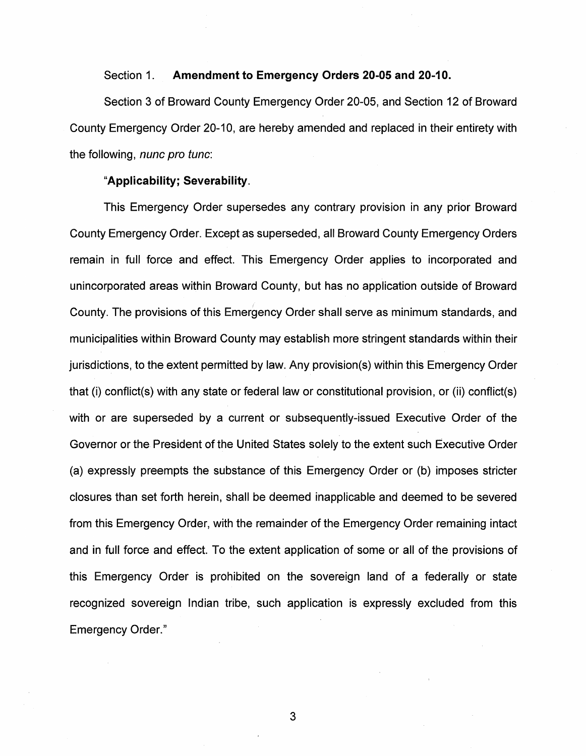Section 1. **Amendment to Emergency Orders 20-05 and 20-10.**

Section 3 of Broward County Emergency Order 20-05, and Section 12 of Broward County Emergency Order 20-10, are hereby amended and replaced in their entirety with the following, *nunc pro tunc*:

"**Applicability; Severability**.

This Emergency Order supersedes any contrary provision in any prior Broward County Emergency Order. Except as superseded, all Broward County Emergency Orders remain in full force and effect. This Emergency Order applies to incorporated and unincorporated areas within Broward County, but has no application outside of Broward County. The provisions of this Emergency Order shall serve as minimum standards, and municipalities within Broward County may establish more stringent standards within their jurisdictions, to the extent permitted by law. Any provision(s) within this Emergency Order that (i) conflict(s) with any state or federal law or constitutional provision, or (ii) conflict(s) with or are superseded by a current or subsequently-issued Executive Order of the Governor or the President of the United States solely to the extent such Executive Order (a) expressly preempts the substance of this Emergency Order or (b) imposes stricter closures than set forth herein, shall be deemed inapplicable and deemed to be severed from this Emergency Order, with the remainder of the Emergency Order remaining intact and in full force and effect. To the extent application of some or all of the provisions of this Emergency Order is prohibited on the sovereign land of a federally or state recognized sovereign Indian tribe, such application is expressly excluded from this Emergency Order."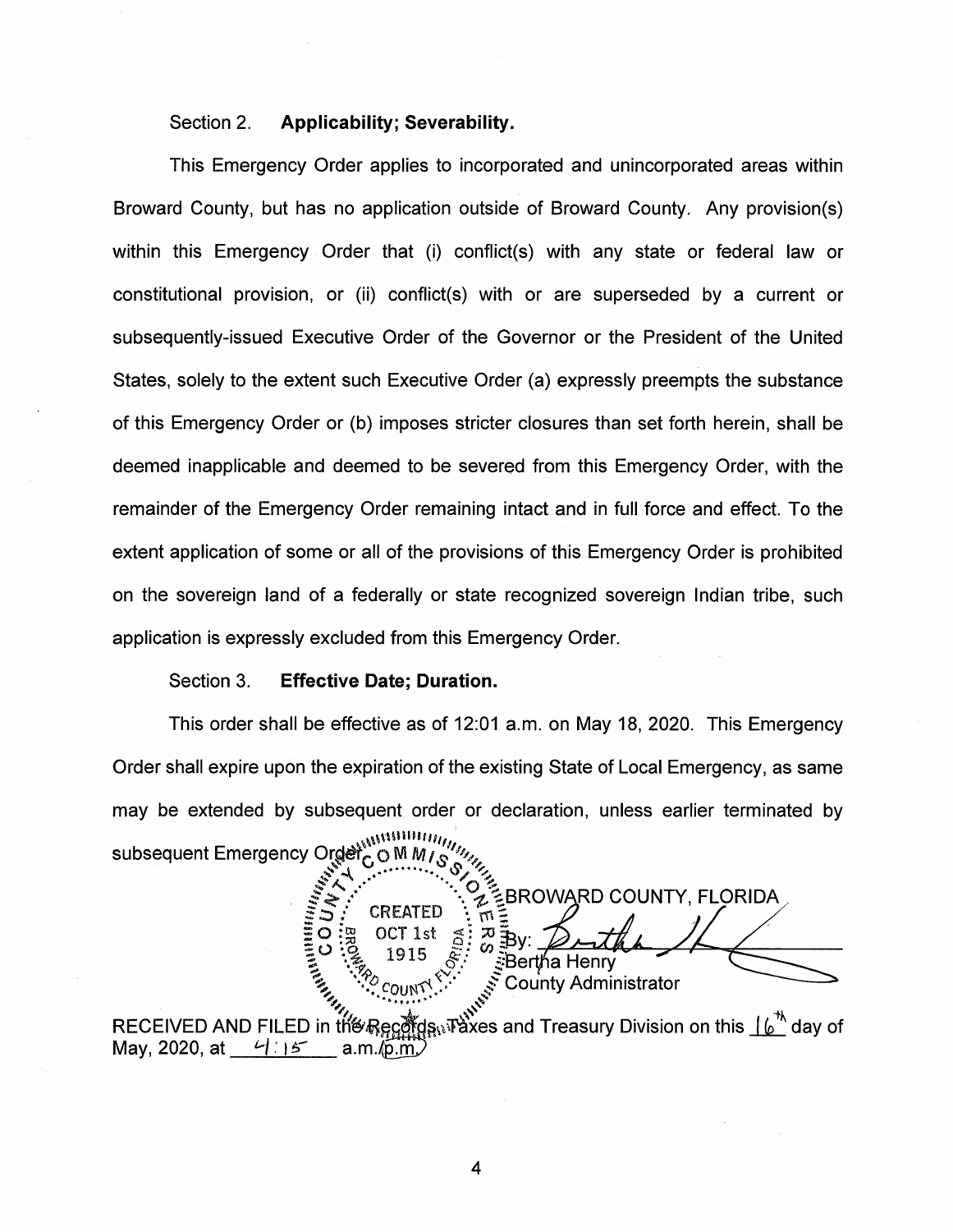Section 2. **Applicability; Severability.**

This Emergency Order applies to incorporated and unincorporated areas within Broward County, but has no application outside of Broward County. Any provision(s) within this Emergency Order that (i) conflict(s) with any state or federal law or constitutional provision, or (ii) conflict(s) with or are superseded by a current or subsequently-issued Executive Order of the Governor or the President of the United States, solely to the extent such Executive Order (a) expressly preempts the substance of this Emergency Order or (b) imposes stricter closures than set forth herein, shall be deemed inapplicable and deemed to be severed from this Emergency Order, with the remainder of the Emergency Order remaining intact and in full force and effect. To the extent application of some or all of the provisions of this Emergency Order is prohibited on the sovereign land of a federally or state recognized sovereign Indian tribe, such application is expressly excluded from this Emergency Order.

Section 3. **Effective Date; Duration.**

This order shall be effective as of 12:01 a.m. on May 18, 2020. This Emergency Order shall expire upon the expiration of the existing State of Local Emergency, as same may be extended by subsequent order or declaration, unless earlier terminated by subsequent Emergency Order.

COUNTY COMMISSIONERS
CREATED
OCT 1st
1915
BROWARD COUNTY, FLORIDA

BROWARD COUNTY, FLORIDA

By: ________________
Bertha Henry
County Administrator

RECEIVED AND FILED in the Records, Taxes and Treasury Division on this 16th day of May, 2020, at 4:15 a.m./p.m.